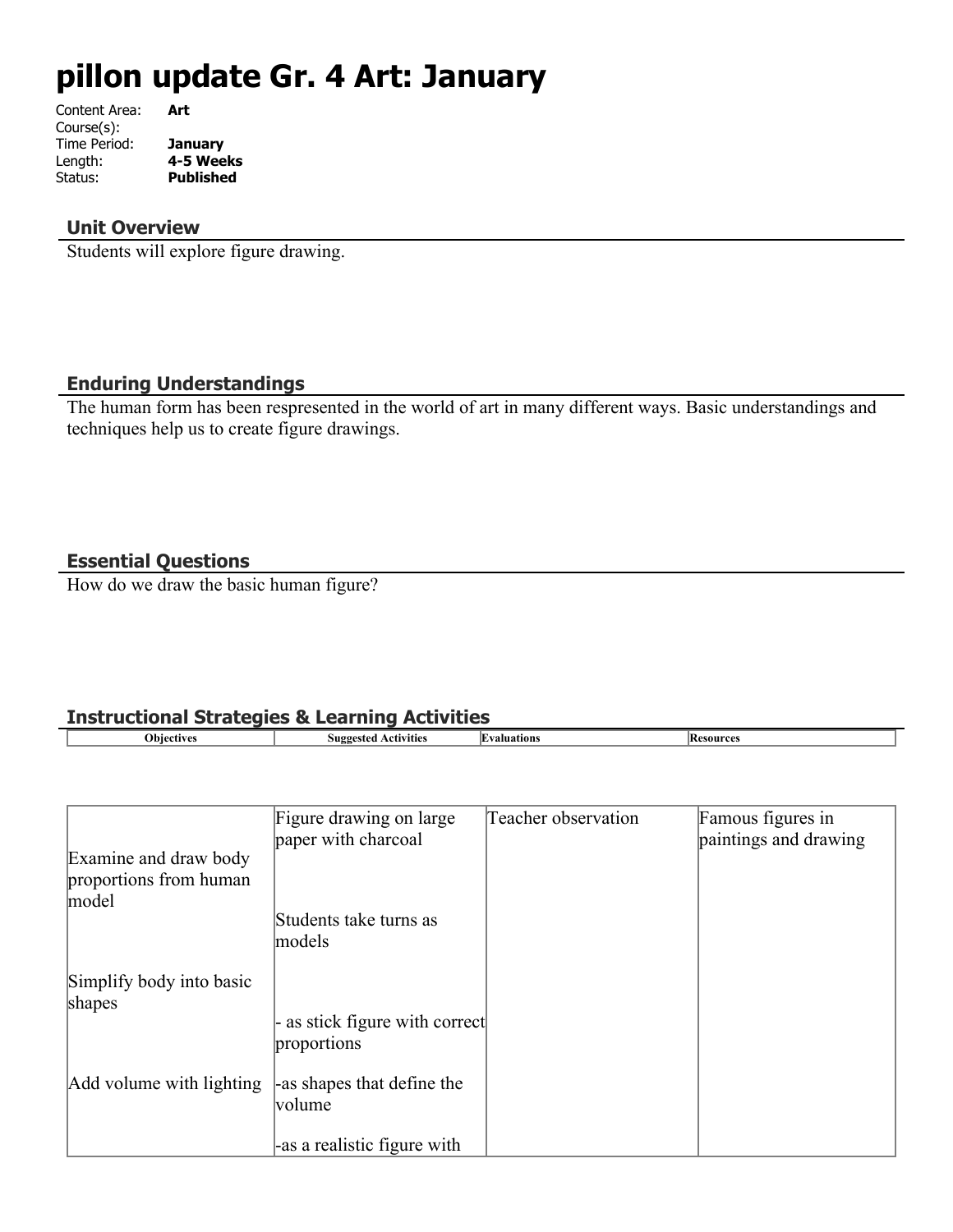# pillon update Gr. 4 Art: January

Content Area: **Art**
Course(s):
Time Period: **January**
Length: **4-5 Weeks**
Status: **Published**

## Unit Overview

Students will explore figure drawing.

## Enduring Understandings

The human form has been respresented in the world of art in many different ways. Basic understandings and techniques help us to create figure drawings.

## Essential Questions

How do we draw the basic human figure?

## Instructional Strategies & Learning Activities

| Objectives | Suggested Activities | Evaluations | Resources |
|---|---|---|---|
| Examine and draw body proportions from human model<br><br>Simplify body into basic shapes<br><br>Add volume with lighting | Figure drawing on large paper with charcoal<br><br>Students take turns as models<br><br>- as stick figure with correct proportions<br><br>-as shapes that define the volume<br><br>-as a realistic figure with | Teacher observation | Famous figures in paintings and drawing |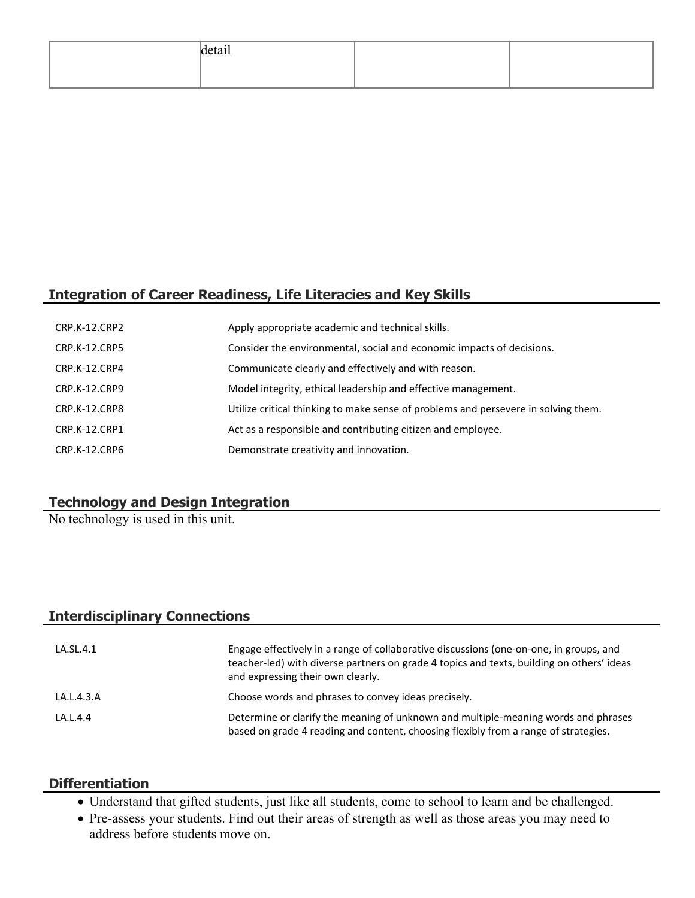| | | | |
|---|---|---|---|
| | detail | | |

## Integration of Career Readiness, Life Literacies and Key Skills

| | |
|---|---|
| CRP.K-12.CRP2 | Apply appropriate academic and technical skills. |
| CRP.K-12.CRP5 | Consider the environmental, social and economic impacts of decisions. |
| CRP.K-12.CRP4 | Communicate clearly and effectively and with reason. |
| CRP.K-12.CRP9 | Model integrity, ethical leadership and effective management. |
| CRP.K-12.CRP8 | Utilize critical thinking to make sense of problems and persevere in solving them. |
| CRP.K-12.CRP1 | Act as a responsible and contributing citizen and employee. |
| CRP.K-12.CRP6 | Demonstrate creativity and innovation. |

## Technology and Design Integration

No technology is used in this unit.

## Interdisciplinary Connections

| | |
|---|---|
| LA.SL.4.1 | Engage effectively in a range of collaborative discussions (one-on-one, in groups, and teacher-led) with diverse partners on grade 4 topics and texts, building on others' ideas and expressing their own clearly. |
| LA.L.4.3.A | Choose words and phrases to convey ideas precisely. |
| LA.L.4.4 | Determine or clarify the meaning of unknown and multiple-meaning words and phrases based on grade 4 reading and content, choosing flexibly from a range of strategies. |

## Differentiation

- Understand that gifted students, just like all students, come to school to learn and be challenged.
- Pre-assess your students. Find out their areas of strength as well as those areas you may need to address before students move on.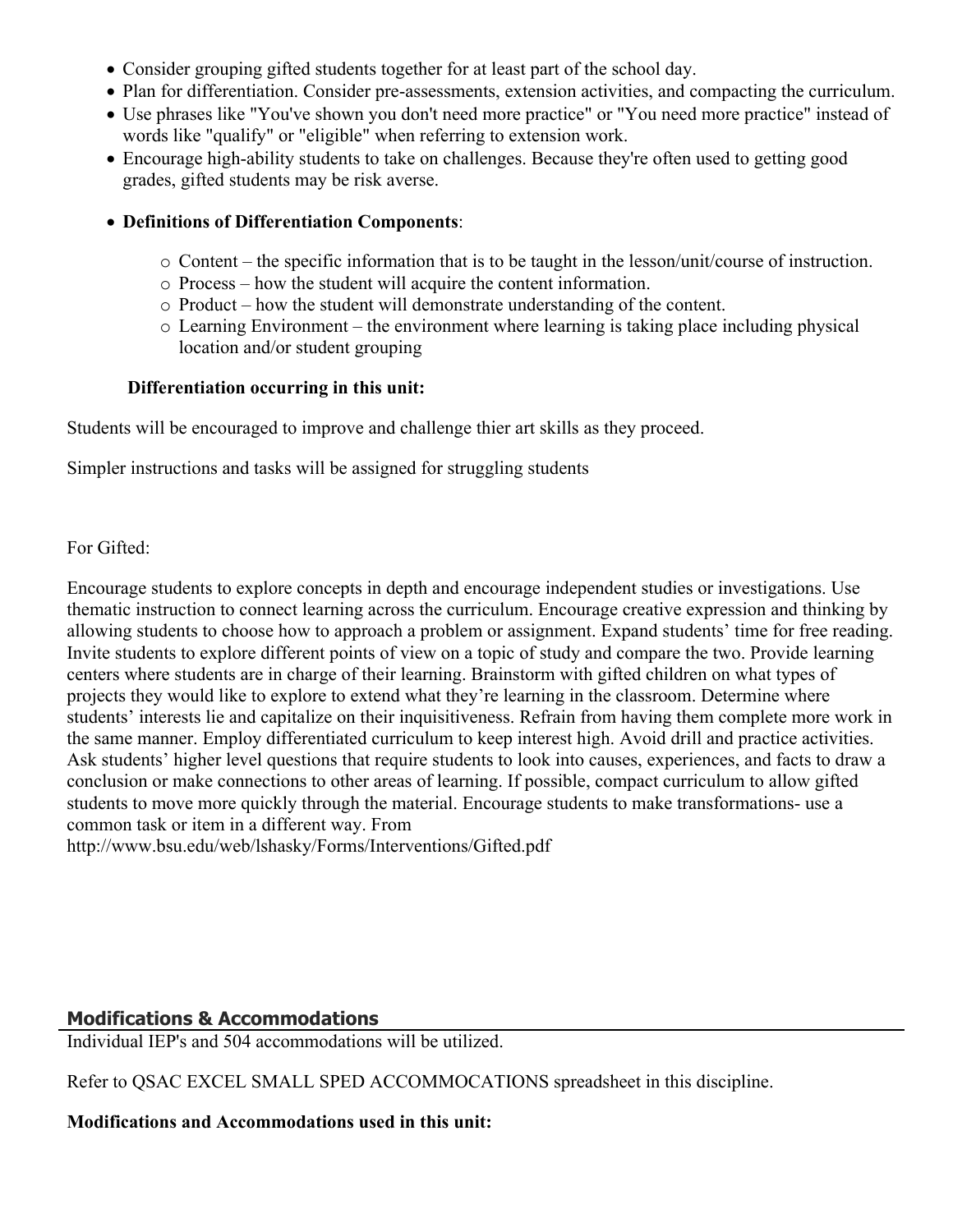- Consider grouping gifted students together for at least part of the school day.
- Plan for differentiation. Consider pre-assessments, extension activities, and compacting the curriculum.
- Use phrases like "You've shown you don't need more practice" or "You need more practice" instead of words like "qualify" or "eligible" when referring to extension work.
- Encourage high-ability students to take on challenges. Because they're often used to getting good grades, gifted students may be risk averse.
- **Definitions of Differentiation Components**:
  - Content – the specific information that is to be taught in the lesson/unit/course of instruction.
  - Process – how the student will acquire the content information.
  - Product – how the student will demonstrate understanding of the content.
  - Learning Environment – the environment where learning is taking place including physical location and/or student grouping

**Differentiation occurring in this unit:**

Students will be encouraged to improve and challenge thier art skills as they proceed.

Simpler instructions and tasks will be assigned for struggling students

For Gifted:

Encourage students to explore concepts in depth and encourage independent studies or investigations. Use thematic instruction to connect learning across the curriculum. Encourage creative expression and thinking by allowing students to choose how to approach a problem or assignment. Expand students' time for free reading. Invite students to explore different points of view on a topic of study and compare the two. Provide learning centers where students are in charge of their learning. Brainstorm with gifted children on what types of projects they would like to explore to extend what they're learning in the classroom. Determine where students' interests lie and capitalize on their inquisitiveness. Refrain from having them complete more work in the same manner. Employ differentiated curriculum to keep interest high. Avoid drill and practice activities. Ask students' higher level questions that require students to look into causes, experiences, and facts to draw a conclusion or make connections to other areas of learning. If possible, compact curriculum to allow gifted students to move more quickly through the material. Encourage students to make transformations- use a common task or item in a different way. From http://www.bsu.edu/web/lshasky/Forms/Interventions/Gifted.pdf

## Modifications & Accommodations

Individual IEP's and 504 accommodations will be utilized.

Refer to QSAC EXCEL SMALL SPED ACCOMMOCATIONS spreadsheet in this discipline.

**Modifications and Accommodations used in this unit:**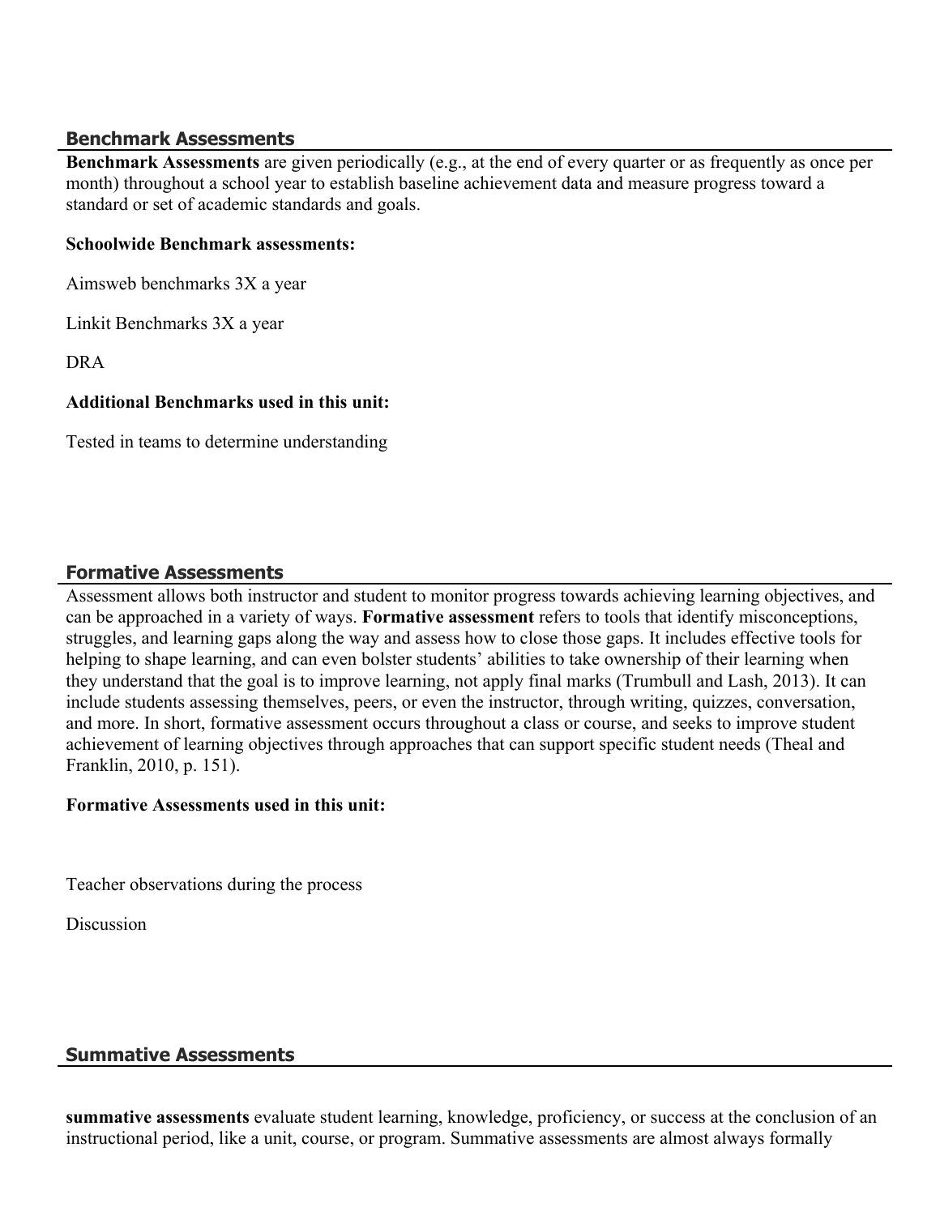## Benchmark Assessments

**Benchmark Assessments** are given periodically (e.g., at the end of every quarter or as frequently as once per month) throughout a school year to establish baseline achievement data and measure progress toward a standard or set of academic standards and goals.

**Schoolwide Benchmark assessments:**

Aimsweb benchmarks 3X a year

Linkit Benchmarks 3X a year

DRA

**Additional Benchmarks used in this unit:**

Tested in teams to determine understanding

## Formative Assessments

Assessment allows both instructor and student to monitor progress towards achieving learning objectives, and can be approached in a variety of ways. **Formative assessment** refers to tools that identify misconceptions, struggles, and learning gaps along the way and assess how to close those gaps. It includes effective tools for helping to shape learning, and can even bolster students' abilities to take ownership of their learning when they understand that the goal is to improve learning, not apply final marks (Trumbull and Lash, 2013). It can include students assessing themselves, peers, or even the instructor, through writing, quizzes, conversation, and more. In short, formative assessment occurs throughout a class or course, and seeks to improve student achievement of learning objectives through approaches that can support specific student needs (Theal and Franklin, 2010, p. 151).

**Formative Assessments used in this unit:**

Teacher observations during the process

Discussion

## Summative Assessments

**summative assessments** evaluate student learning, knowledge, proficiency, or success at the conclusion of an instructional period, like a unit, course, or program. Summative assessments are almost always formally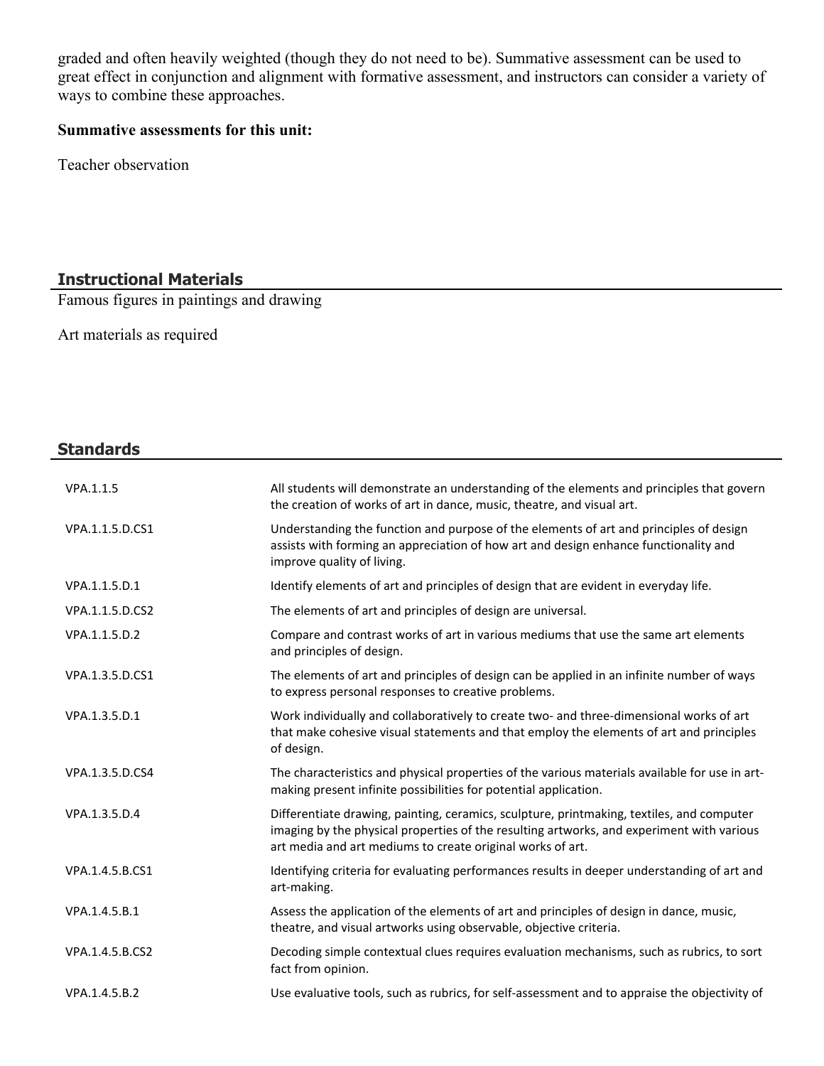graded and often heavily weighted (though they do not need to be). Summative assessment can be used to great effect in conjunction and alignment with formative assessment, and instructors can consider a variety of ways to combine these approaches.

**Summative assessments for this unit:**

Teacher observation

## Instructional Materials

Famous figures in paintings and drawing

Art materials as required

## Standards

| | |
|---|---|
| VPA.1.1.5 | All students will demonstrate an understanding of the elements and principles that govern the creation of works of art in dance, music, theatre, and visual art. |
| VPA.1.1.5.D.CS1 | Understanding the function and purpose of the elements of art and principles of design assists with forming an appreciation of how art and design enhance functionality and improve quality of living. |
| VPA.1.1.5.D.1 | Identify elements of art and principles of design that are evident in everyday life. |
| VPA.1.1.5.D.CS2 | The elements of art and principles of design are universal. |
| VPA.1.1.5.D.2 | Compare and contrast works of art in various mediums that use the same art elements and principles of design. |
| VPA.1.3.5.D.CS1 | The elements of art and principles of design can be applied in an infinite number of ways to express personal responses to creative problems. |
| VPA.1.3.5.D.1 | Work individually and collaboratively to create two- and three-dimensional works of art that make cohesive visual statements and that employ the elements of art and principles of design. |
| VPA.1.3.5.D.CS4 | The characteristics and physical properties of the various materials available for use in art-making present infinite possibilities for potential application. |
| VPA.1.3.5.D.4 | Differentiate drawing, painting, ceramics, sculpture, printmaking, textiles, and computer imaging by the physical properties of the resulting artworks, and experiment with various art media and art mediums to create original works of art. |
| VPA.1.4.5.B.CS1 | Identifying criteria for evaluating performances results in deeper understanding of art and art-making. |
| VPA.1.4.5.B.1 | Assess the application of the elements of art and principles of design in dance, music, theatre, and visual artworks using observable, objective criteria. |
| VPA.1.4.5.B.CS2 | Decoding simple contextual clues requires evaluation mechanisms, such as rubrics, to sort fact from opinion. |
| VPA.1.4.5.B.2 | Use evaluative tools, such as rubrics, for self-assessment and to appraise the objectivity of |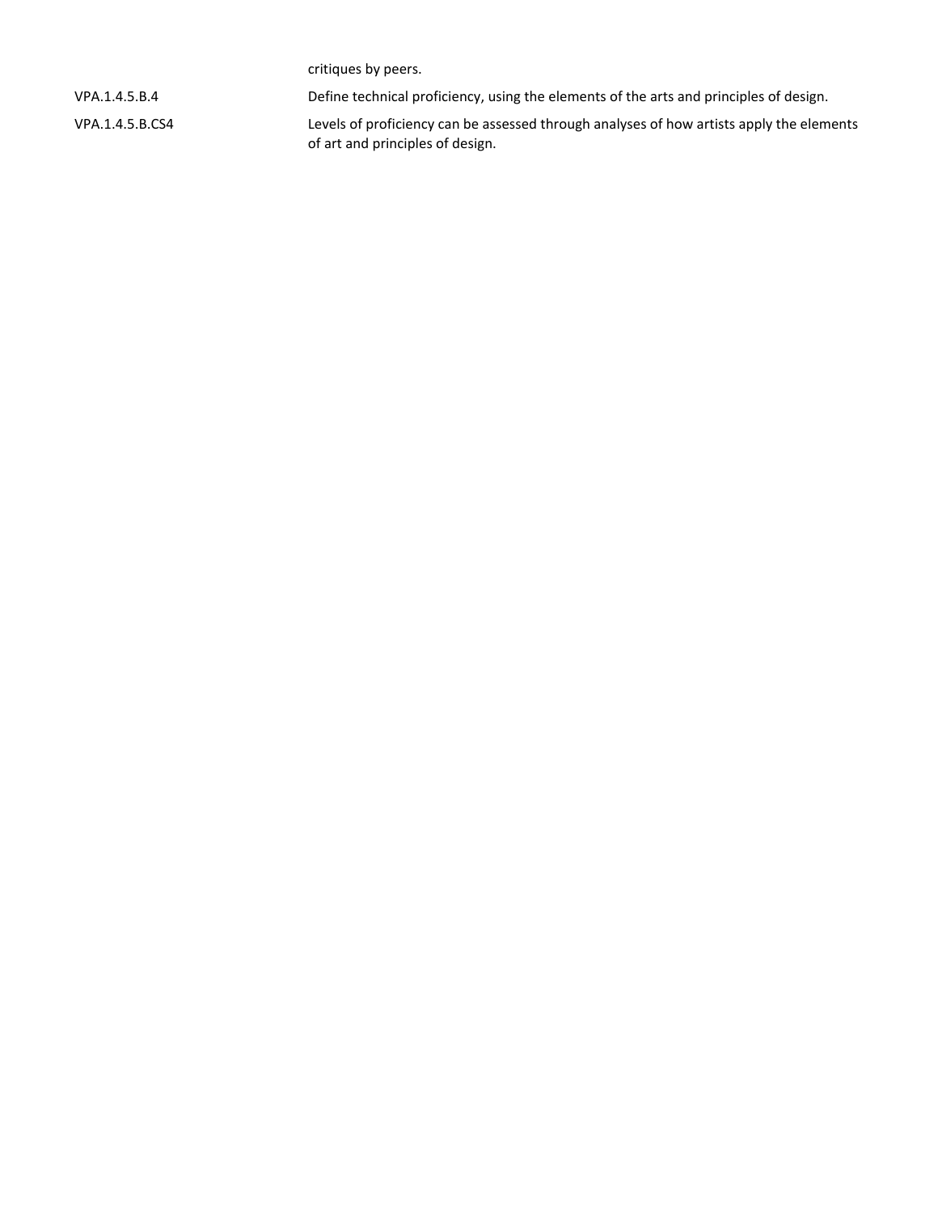| | |
|---|---|
| | critiques by peers. |
| VPA.1.4.5.B.4 | Define technical proficiency, using the elements of the arts and principles of design. |
| VPA.1.4.5.B.CS4 | Levels of proficiency can be assessed through analyses of how artists apply the elements of art and principles of design. |